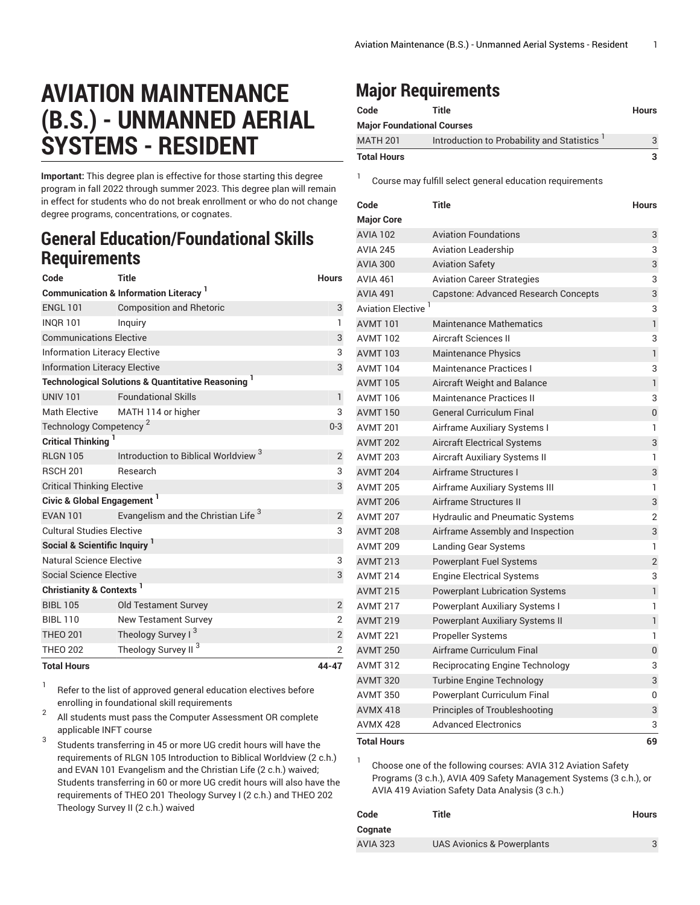# AVIATION MAINTENANCE (B.S.) - UNMANNED AERIAL SYSTEMS - RESIDENT

**Important:** This degree plan is effective for those starting this degree program in fall 2022 through summer 2023. This degree plan will remain in effect for students who do not break enrollment or who do not change degree programs, concentrations, or cognates.

## General Education/Foundational Skills Requirements

| Code | Title | Hours |
|---|---|---|
| **Communication & Information Literacy** [1] | | |
| ENGL 101 | Composition and Rhetoric | 3 |
| INQR 101 | Inquiry | 1 |
| Communications Elective | | 3 |
| Information Literacy Elective | | 3 |
| Information Literacy Elective | | 3 |
| **Technological Solutions & Quantitative Reasoning** [1] | | |
| UNIV 101 | Foundational Skills | 1 |
| Math Elective | MATH 114 or higher | 3 |
| Technology Competency [2] | | 0-3 |
| **Critical Thinking** [1] | | |
| RLGN 105 | Introduction to Biblical Worldview [3] | 2 |
| RSCH 201 | Research | 3 |
| Critical Thinking Elective | | 3 |
| **Civic & Global Engagement** [1] | | |
| EVAN 101 | Evangelism and the Christian Life [3] | 2 |
| Cultural Studies Elective | | 3 |
| **Social & Scientific Inquiry** [1] | | |
| Natural Science Elective | | 3 |
| Social Science Elective | | 3 |
| **Christianity & Contexts** [1] | | |
| BIBL 105 | Old Testament Survey | 2 |
| BIBL 110 | New Testament Survey | 2 |
| THEO 201 | Theology Survey I [3] | 2 |
| THEO 202 | Theology Survey II [3] | 2 |
| **Total Hours** | | **44-47** |

1. Refer to the list of approved general education electives before enrolling in foundational skill requirements
2. All students must pass the Computer Assessment OR complete applicable INFT course
3. Students transferring in 45 or more UG credit hours will have the requirements of RLGN 105 Introduction to Biblical Worldview (2 c.h.) and EVAN 101 Evangelism and the Christian Life (2 c.h.) waived; Students transferring in 60 or more UG credit hours will also have the requirements of THEO 201 Theology Survey I (2 c.h.) and THEO 202 Theology Survey II (2 c.h.) waived

## Major Requirements

| Code | Title | Hours |
|---|---|---|
| **Major Foundational Courses** | | |
| MATH 201 | Introduction to Probability and Statistics [1] | 3 |
| **Total Hours** | | **3** |

1. Course may fulfill select general education requirements

| Code | Title | Hours |
|---|---|---|
| **Major Core** | | |
| AVIA 102 | Aviation Foundations | 3 |
| AVIA 245 | Aviation Leadership | 3 |
| AVIA 300 | Aviation Safety | 3 |
| AVIA 461 | Aviation Career Strategies | 3 |
| AVIA 491 | Capstone: Advanced Research Concepts | 3 |
| Aviation Elective [1] | | 3 |
| AVMT 101 | Maintenance Mathematics | 1 |
| AVMT 102 | Aircraft Sciences II | 3 |
| AVMT 103 | Maintenance Physics | 1 |
| AVMT 104 | Maintenance Practices I | 3 |
| AVMT 105 | Aircraft Weight and Balance | 1 |
| AVMT 106 | Maintenance Practices II | 3 |
| AVMT 150 | General Curriculum Final | 0 |
| AVMT 201 | Airframe Auxiliary Systems I | 1 |
| AVMT 202 | Aircraft Electrical Systems | 3 |
| AVMT 203 | Aircraft Auxiliary Systems II | 1 |
| AVMT 204 | Airframe Structures I | 3 |
| AVMT 205 | Airframe Auxiliary Systems III | 1 |
| AVMT 206 | Airframe Structures II | 3 |
| AVMT 207 | Hydraulic and Pneumatic Systems | 2 |
| AVMT 208 | Airframe Assembly and Inspection | 3 |
| AVMT 209 | Landing Gear Systems | 1 |
| AVMT 213 | Powerplant Fuel Systems | 2 |
| AVMT 214 | Engine Electrical Systems | 3 |
| AVMT 215 | Powerplant Lubrication Systems | 1 |
| AVMT 217 | Powerplant Auxiliary Systems I | 1 |
| AVMT 219 | Powerplant Auxiliary Systems II | 1 |
| AVMT 221 | Propeller Systems | 1 |
| AVMT 250 | Airframe Curriculum Final | 0 |
| AVMT 312 | Reciprocating Engine Technology | 3 |
| AVMT 320 | Turbine Engine Technology | 3 |
| AVMT 350 | Powerplant Curriculum Final | 0 |
| AVMX 418 | Principles of Troubleshooting | 3 |
| AVMX 428 | Advanced Electronics | 3 |
| **Total Hours** | | **69** |

1. Choose one of the following courses: AVIA 312 Aviation Safety Programs (3 c.h.), AVIA 409 Safety Management Systems (3 c.h.), or AVIA 419 Aviation Safety Data Analysis (3 c.h.)

| Code | Title | Hours |
|---|---|---|
| **Cognate** | | |
| AVIA 323 | UAS Avionics & Powerplants | 3 |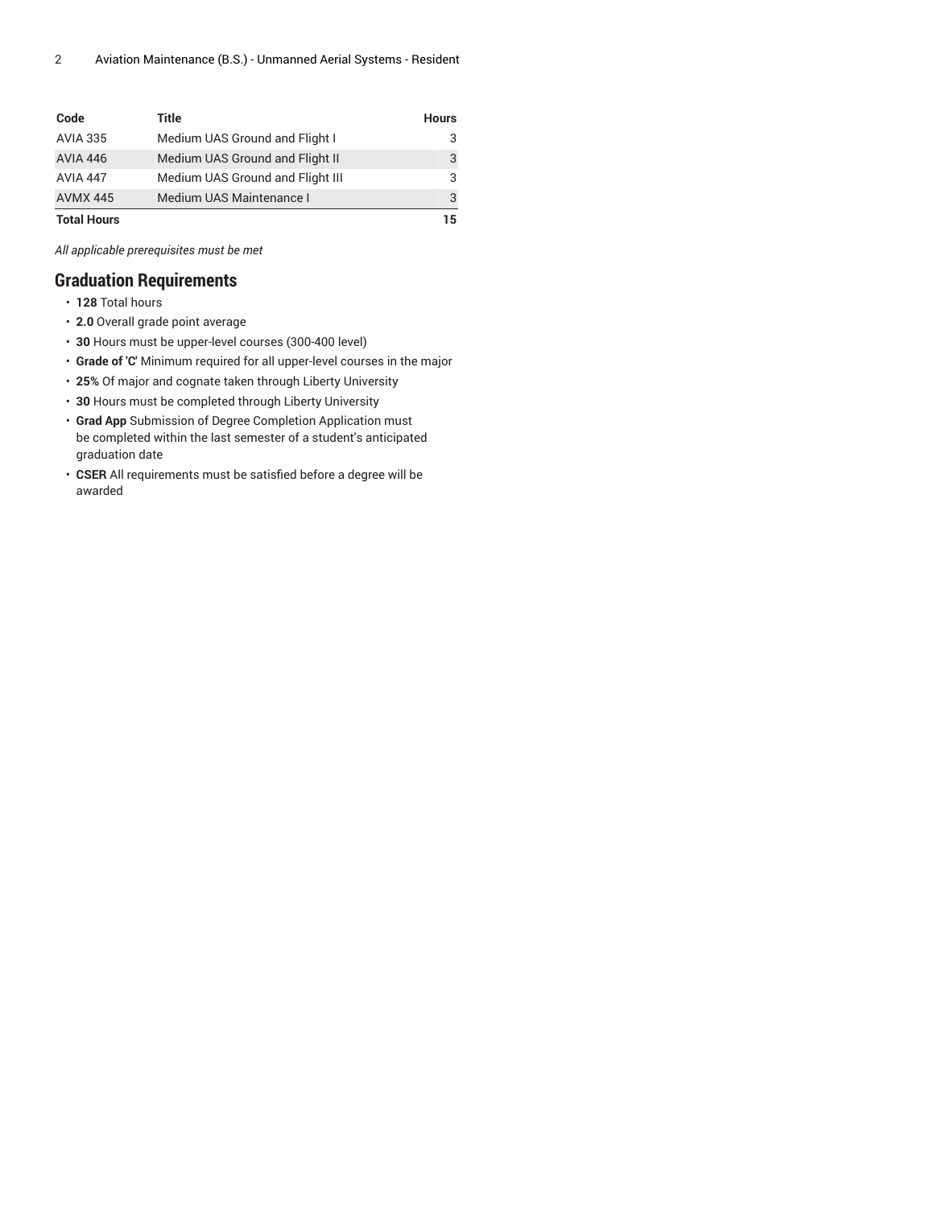| Code | Title | Hours |
| --- | --- | --- |
| AVIA 335 | Medium UAS Ground and Flight I | 3 |
| AVIA 446 | Medium UAS Ground and Flight II | 3 |
| AVIA 447 | Medium UAS Ground and Flight III | 3 |
| AVMX 445 | Medium UAS Maintenance I | 3 |
| **Total Hours** | | **15** |

*All applicable prerequisites must be met*

## Graduation Requirements

- **128** Total hours
- **2.0** Overall grade point average
- **30** Hours must be upper-level courses (300-400 level)
- **Grade of 'C'** Minimum required for all upper-level courses in the major
- **25%** Of major and cognate taken through Liberty University
- **30** Hours must be completed through Liberty University
- **Grad App** Submission of Degree Completion Application must be completed within the last semester of a student's anticipated graduation date
- **CSER** All requirements must be satisfied before a degree will be awarded